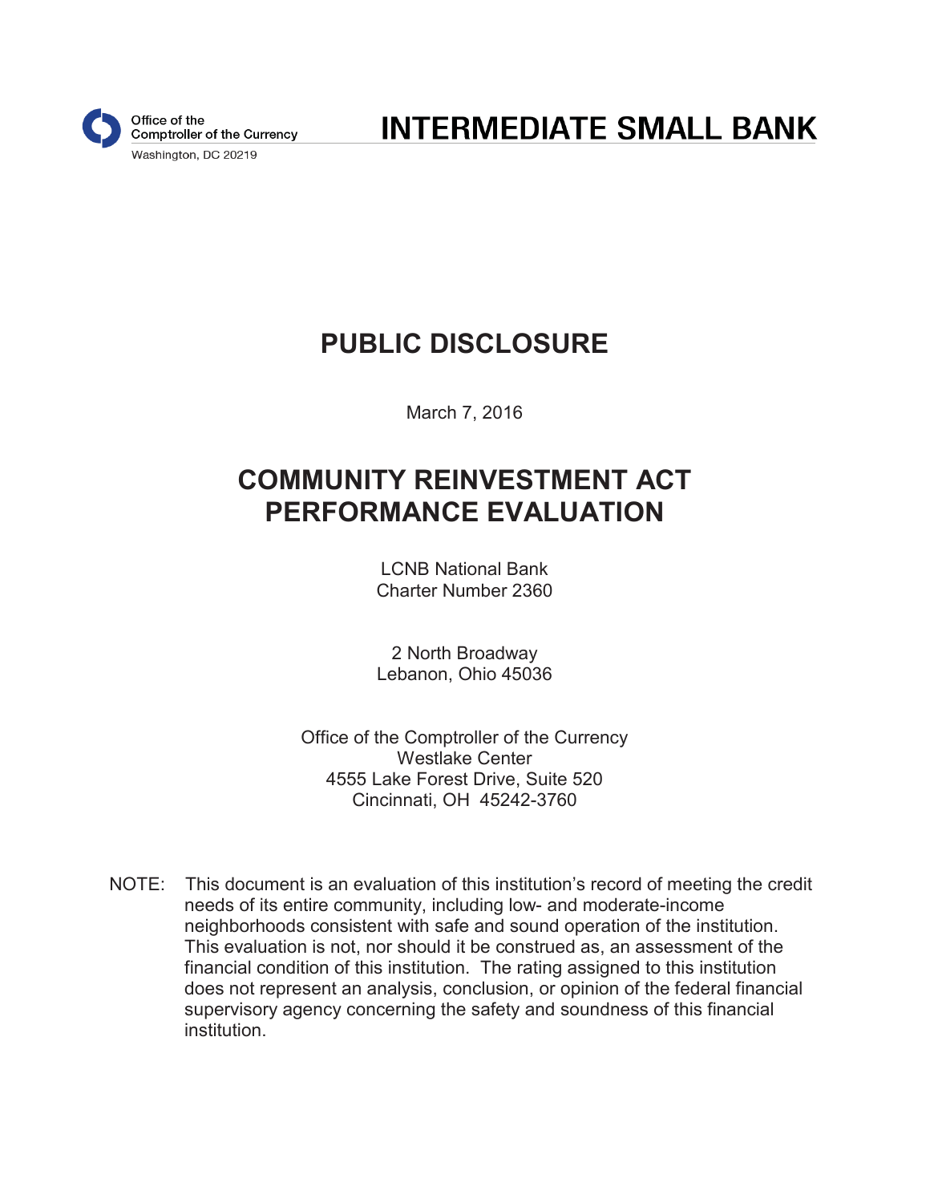Office of the Comptroller of the Currency
Washington, DC 20219

# INTERMEDIATE SMALL BANK

# PUBLIC DISCLOSURE

March 7, 2016

# COMMUNITY REINVESTMENT ACT PERFORMANCE EVALUATION

LCNB National Bank
Charter Number 2360

2 North Broadway
Lebanon, Ohio 45036

Office of the Comptroller of the Currency
Westlake Center
4555 Lake Forest Drive, Suite 520
Cincinnati, OH 45242-3760

NOTE: This document is an evaluation of this institution's record of meeting the credit needs of its entire community, including low- and moderate-income neighborhoods consistent with safe and sound operation of the institution. This evaluation is not, nor should it be construed as, an assessment of the financial condition of this institution. The rating assigned to this institution does not represent an analysis, conclusion, or opinion of the federal financial supervisory agency concerning the safety and soundness of this financial institution.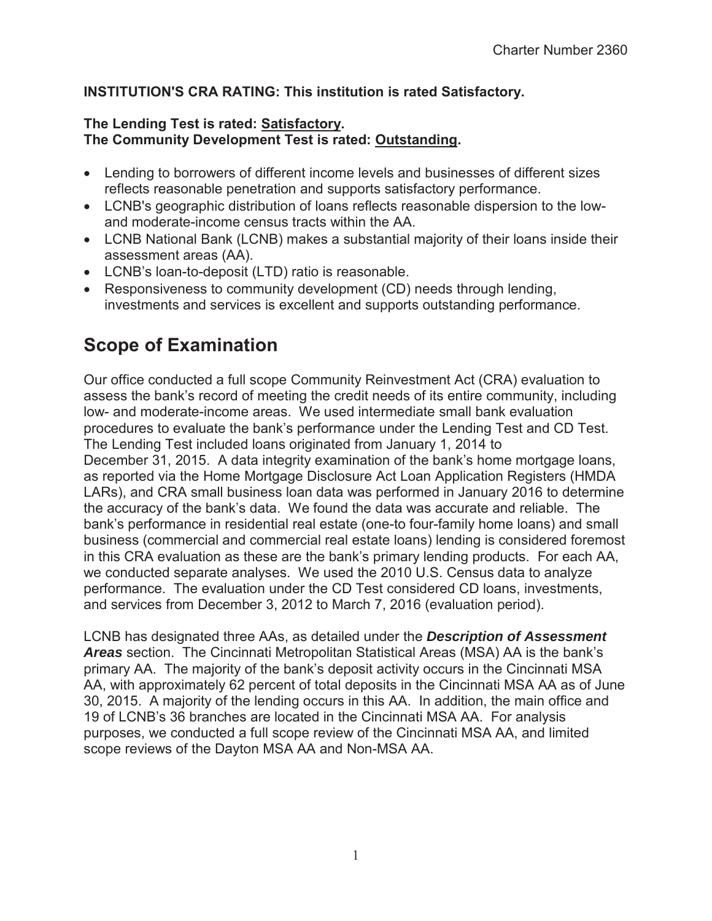**INSTITUTION'S CRA RATING: This institution is rated Satisfactory.**

**The Lending Test is rated: Satisfactory.**
**The Community Development Test is rated: Outstanding.**

- Lending to borrowers of different income levels and businesses of different sizes reflects reasonable penetration and supports satisfactory performance.
- LCNB's geographic distribution of loans reflects reasonable dispersion to the low- and moderate-income census tracts within the AA.
- LCNB National Bank (LCNB) makes a substantial majority of their loans inside their assessment areas (AA).
- LCNB's loan-to-deposit (LTD) ratio is reasonable.
- Responsiveness to community development (CD) needs through lending, investments and services is excellent and supports outstanding performance.

# Scope of Examination

Our office conducted a full scope Community Reinvestment Act (CRA) evaluation to assess the bank's record of meeting the credit needs of its entire community, including low- and moderate-income areas. We used intermediate small bank evaluation procedures to evaluate the bank's performance under the Lending Test and CD Test. The Lending Test included loans originated from January 1, 2014 to December 31, 2015. A data integrity examination of the bank's home mortgage loans, as reported via the Home Mortgage Disclosure Act Loan Application Registers (HMDA LARs), and CRA small business loan data was performed in January 2016 to determine the accuracy of the bank's data. We found the data was accurate and reliable. The bank's performance in residential real estate (one-to four-family home loans) and small business (commercial and commercial real estate loans) lending is considered foremost in this CRA evaluation as these are the bank's primary lending products. For each AA, we conducted separate analyses. We used the 2010 U.S. Census data to analyze performance. The evaluation under the CD Test considered CD loans, investments, and services from December 3, 2012 to March 7, 2016 (evaluation period).

LCNB has designated three AAs, as detailed under the ***Description of Assessment Areas*** section. The Cincinnati Metropolitan Statistical Areas (MSA) AA is the bank's primary AA. The majority of the bank's deposit activity occurs in the Cincinnati MSA AA, with approximately 62 percent of total deposits in the Cincinnati MSA AA as of June 30, 2015. A majority of the lending occurs in this AA. In addition, the main office and 19 of LCNB's 36 branches are located in the Cincinnati MSA AA. For analysis purposes, we conducted a full scope review of the Cincinnati MSA AA, and limited scope reviews of the Dayton MSA AA and Non-MSA AA.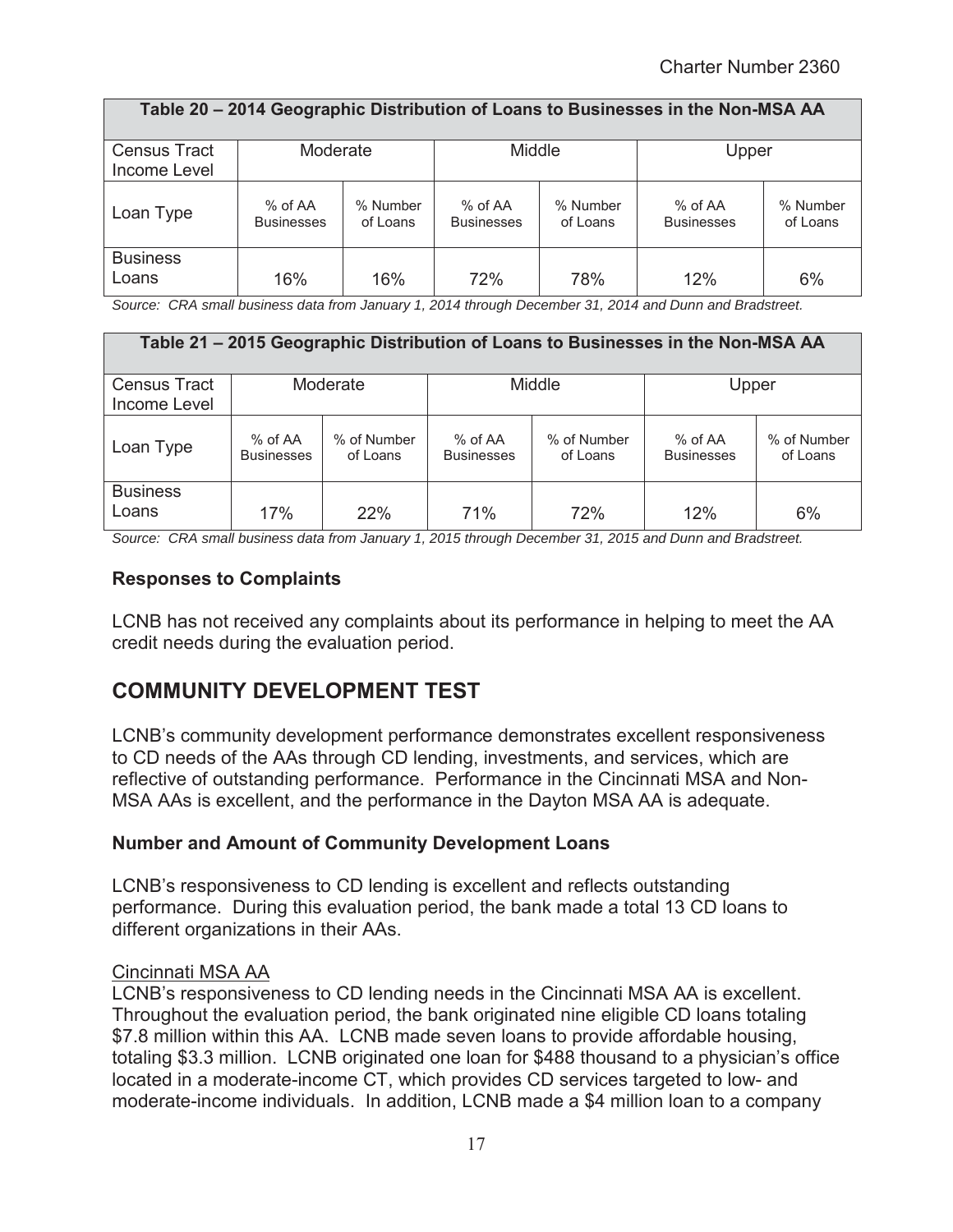| Table 20 – 2014 Geographic Distribution of Loans to Businesses in the Non-MSA AA | | | | | | |
|---|---|---|---|---|---|---|
| Census Tract Income Level | Moderate | | Middle | | Upper | |
| Loan Type | % of AA Businesses | % Number of Loans | % of AA Businesses | % Number of Loans | % of AA Businesses | % Number of Loans |
| Business Loans | 16% | 16% | 72% | 78% | 12% | 6% |

*Source: CRA small business data from January 1, 2014 through December 31, 2014 and Dunn and Bradstreet.*

| Table 21 – 2015 Geographic Distribution of Loans to Businesses in the Non-MSA AA | | | | | | |
|---|---|---|---|---|---|---|
| Census Tract Income Level | Moderate | | Middle | | Upper | |
| Loan Type | % of AA Businesses | % of Number of Loans | % of AA Businesses | % of Number of Loans | % of AA Businesses | % of Number of Loans |
| Business Loans | 17% | 22% | 71% | 72% | 12% | 6% |

*Source: CRA small business data from January 1, 2015 through December 31, 2015 and Dunn and Bradstreet.*

### Responses to Complaints

LCNB has not received any complaints about its performance in helping to meet the AA credit needs during the evaluation period.

## COMMUNITY DEVELOPMENT TEST

LCNB's community development performance demonstrates excellent responsiveness to CD needs of the AAs through CD lending, investments, and services, which are reflective of outstanding performance. Performance in the Cincinnati MSA and Non-MSA AAs is excellent, and the performance in the Dayton MSA AA is adequate.

### Number and Amount of Community Development Loans

LCNB's responsiveness to CD lending is excellent and reflects outstanding performance. During this evaluation period, the bank made a total 13 CD loans to different organizations in their AAs.

Cincinnati MSA AA

LCNB's responsiveness to CD lending needs in the Cincinnati MSA AA is excellent. Throughout the evaluation period, the bank originated nine eligible CD loans totaling $7.8 million within this AA. LCNB made seven loans to provide affordable housing, totaling $3.3 million. LCNB originated one loan for $488 thousand to a physician's office located in a moderate-income CT, which provides CD services targeted to low- and moderate-income individuals. In addition, LCNB made a $4 million loan to a company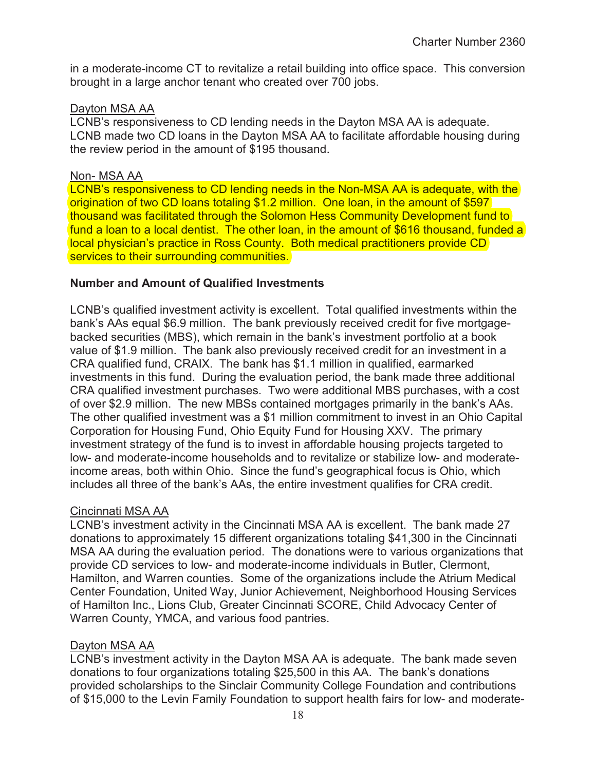in a moderate-income CT to revitalize a retail building into office space. This conversion brought in a large anchor tenant who created over 700 jobs.

Dayton MSA AA

LCNB's responsiveness to CD lending needs in the Dayton MSA AA is adequate. LCNB made two CD loans in the Dayton MSA AA to facilitate affordable housing during the review period in the amount of $195 thousand.

Non- MSA AA

LCNB's responsiveness to CD lending needs in the Non-MSA AA is adequate, with the origination of two CD loans totaling $1.2 million. One loan, in the amount of $597 thousand was facilitated through the Solomon Hess Community Development fund to fund a loan to a local dentist. The other loan, in the amount of $616 thousand, funded a local physician's practice in Ross County. Both medical practitioners provide CD services to their surrounding communities.

**Number and Amount of Qualified Investments**

LCNB's qualified investment activity is excellent. Total qualified investments within the bank's AAs equal $6.9 million. The bank previously received credit for five mortgage-backed securities (MBS), which remain in the bank's investment portfolio at a book value of $1.9 million. The bank also previously received credit for an investment in a CRA qualified fund, CRAIX. The bank has $1.1 million in qualified, earmarked investments in this fund. During the evaluation period, the bank made three additional CRA qualified investment purchases. Two were additional MBS purchases, with a cost of over $2.9 million. The new MBSs contained mortgages primarily in the bank's AAs. The other qualified investment was a $1 million commitment to invest in an Ohio Capital Corporation for Housing Fund, Ohio Equity Fund for Housing XXV. The primary investment strategy of the fund is to invest in affordable housing projects targeted to low- and moderate-income households and to revitalize or stabilize low- and moderate-income areas, both within Ohio. Since the fund's geographical focus is Ohio, which includes all three of the bank's AAs, the entire investment qualifies for CRA credit.

Cincinnati MSA AA

LCNB's investment activity in the Cincinnati MSA AA is excellent. The bank made 27 donations to approximately 15 different organizations totaling $41,300 in the Cincinnati MSA AA during the evaluation period. The donations were to various organizations that provide CD services to low- and moderate-income individuals in Butler, Clermont, Hamilton, and Warren counties. Some of the organizations include the Atrium Medical Center Foundation, United Way, Junior Achievement, Neighborhood Housing Services of Hamilton Inc., Lions Club, Greater Cincinnati SCORE, Child Advocacy Center of Warren County, YMCA, and various food pantries.

Dayton MSA AA

LCNB's investment activity in the Dayton MSA AA is adequate. The bank made seven donations to four organizations totaling $25,500 in this AA. The bank's donations provided scholarships to the Sinclair Community College Foundation and contributions of $15,000 to the Levin Family Foundation to support health fairs for low- and moderate-